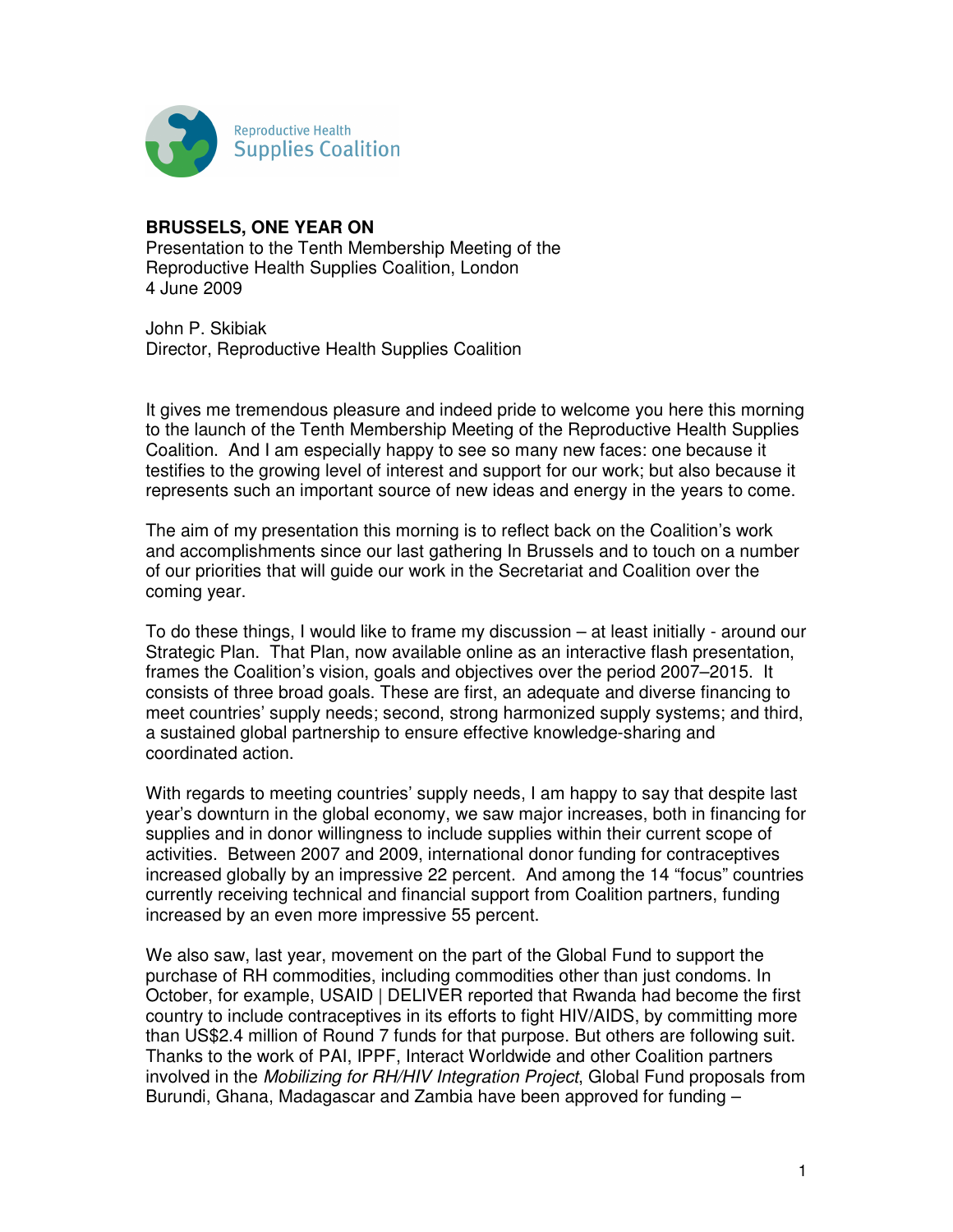Reproductive Health Supplies Coalition

**BRUSSELS, ONE YEAR ON**
Presentation to the Tenth Membership Meeting of the Reproductive Health Supplies Coalition, London
4 June 2009

John P. Skibiak
Director, Reproductive Health Supplies Coalition

It gives me tremendous pleasure and indeed pride to welcome you here this morning to the launch of the Tenth Membership Meeting of the Reproductive Health Supplies Coalition. And I am especially happy to see so many new faces: one because it testifies to the growing level of interest and support for our work; but also because it represents such an important source of new ideas and energy in the years to come.

The aim of my presentation this morning is to reflect back on the Coalition's work and accomplishments since our last gathering In Brussels and to touch on a number of our priorities that will guide our work in the Secretariat and Coalition over the coming year.

To do these things, I would like to frame my discussion – at least initially - around our Strategic Plan. That Plan, now available online as an interactive flash presentation, frames the Coalition's vision, goals and objectives over the period 2007–2015. It consists of three broad goals. These are first, an adequate and diverse financing to meet countries' supply needs; second, strong harmonized supply systems; and third, a sustained global partnership to ensure effective knowledge-sharing and coordinated action.

With regards to meeting countries' supply needs, I am happy to say that despite last year's downturn in the global economy, we saw major increases, both in financing for supplies and in donor willingness to include supplies within their current scope of activities. Between 2007 and 2009, international donor funding for contraceptives increased globally by an impressive 22 percent. And among the 14 "focus" countries currently receiving technical and financial support from Coalition partners, funding increased by an even more impressive 55 percent.

We also saw, last year, movement on the part of the Global Fund to support the purchase of RH commodities, including commodities other than just condoms. In October, for example, USAID | DELIVER reported that Rwanda had become the first country to include contraceptives in its efforts to fight HIV/AIDS, by committing more than US$2.4 million of Round 7 funds for that purpose. But others are following suit. Thanks to the work of PAI, IPPF, Interact Worldwide and other Coalition partners involved in the *Mobilizing for RH/HIV Integration Project*, Global Fund proposals from Burundi, Ghana, Madagascar and Zambia have been approved for funding –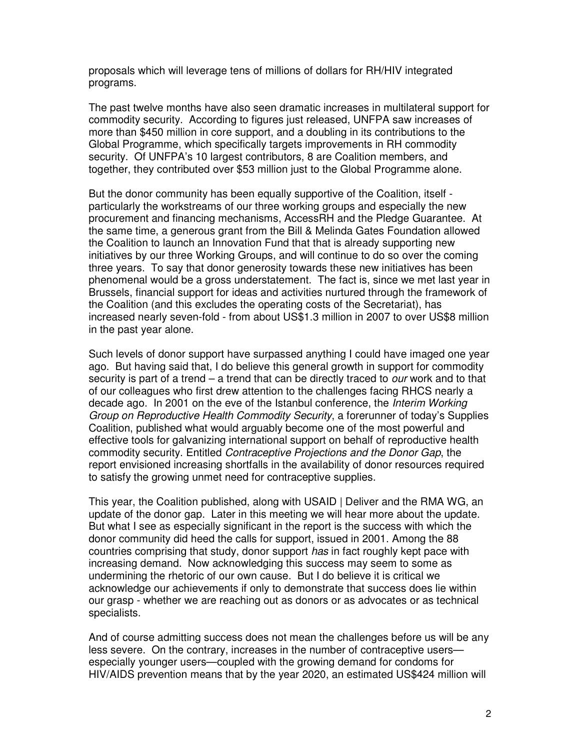proposals which will leverage tens of millions of dollars for RH/HIV integrated programs.

The past twelve months have also seen dramatic increases in multilateral support for commodity security. According to figures just released, UNFPA saw increases of more than $450 million in core support, and a doubling in its contributions to the Global Programme, which specifically targets improvements in RH commodity security. Of UNFPA's 10 largest contributors, 8 are Coalition members, and together, they contributed over $53 million just to the Global Programme alone.

But the donor community has been equally supportive of the Coalition, itself - particularly the workstreams of our three working groups and especially the new procurement and financing mechanisms, AccessRH and the Pledge Guarantee. At the same time, a generous grant from the Bill & Melinda Gates Foundation allowed the Coalition to launch an Innovation Fund that that is already supporting new initiatives by our three Working Groups, and will continue to do so over the coming three years. To say that donor generosity towards these new initiatives has been phenomenal would be a gross understatement. The fact is, since we met last year in Brussels, financial support for ideas and activities nurtured through the framework of the Coalition (and this excludes the operating costs of the Secretariat), has increased nearly seven-fold - from about US$1.3 million in 2007 to over US$8 million in the past year alone.

Such levels of donor support have surpassed anything I could have imaged one year ago. But having said that, I do believe this general growth in support for commodity security is part of a trend – a trend that can be directly traced to *our* work and to that of our colleagues who first drew attention to the challenges facing RHCS nearly a decade ago. In 2001 on the eve of the Istanbul conference, the *Interim Working Group on Reproductive Health Commodity Security*, a forerunner of today's Supplies Coalition, published what would arguably become one of the most powerful and effective tools for galvanizing international support on behalf of reproductive health commodity security. Entitled *Contraceptive Projections and the Donor Gap*, the report envisioned increasing shortfalls in the availability of donor resources required to satisfy the growing unmet need for contraceptive supplies.

This year, the Coalition published, along with USAID | Deliver and the RMA WG, an update of the donor gap. Later in this meeting we will hear more about the update. But what I see as especially significant in the report is the success with which the donor community did heed the calls for support, issued in 2001. Among the 88 countries comprising that study, donor support *has* in fact roughly kept pace with increasing demand. Now acknowledging this success may seem to some as undermining the rhetoric of our own cause. But I do believe it is critical we acknowledge our achievements if only to demonstrate that success does lie within our grasp - whether we are reaching out as donors or as advocates or as technical specialists.

And of course admitting success does not mean the challenges before us will be any less severe. On the contrary, increases in the number of contraceptive users—especially younger users—coupled with the growing demand for condoms for HIV/AIDS prevention means that by the year 2020, an estimated US$424 million will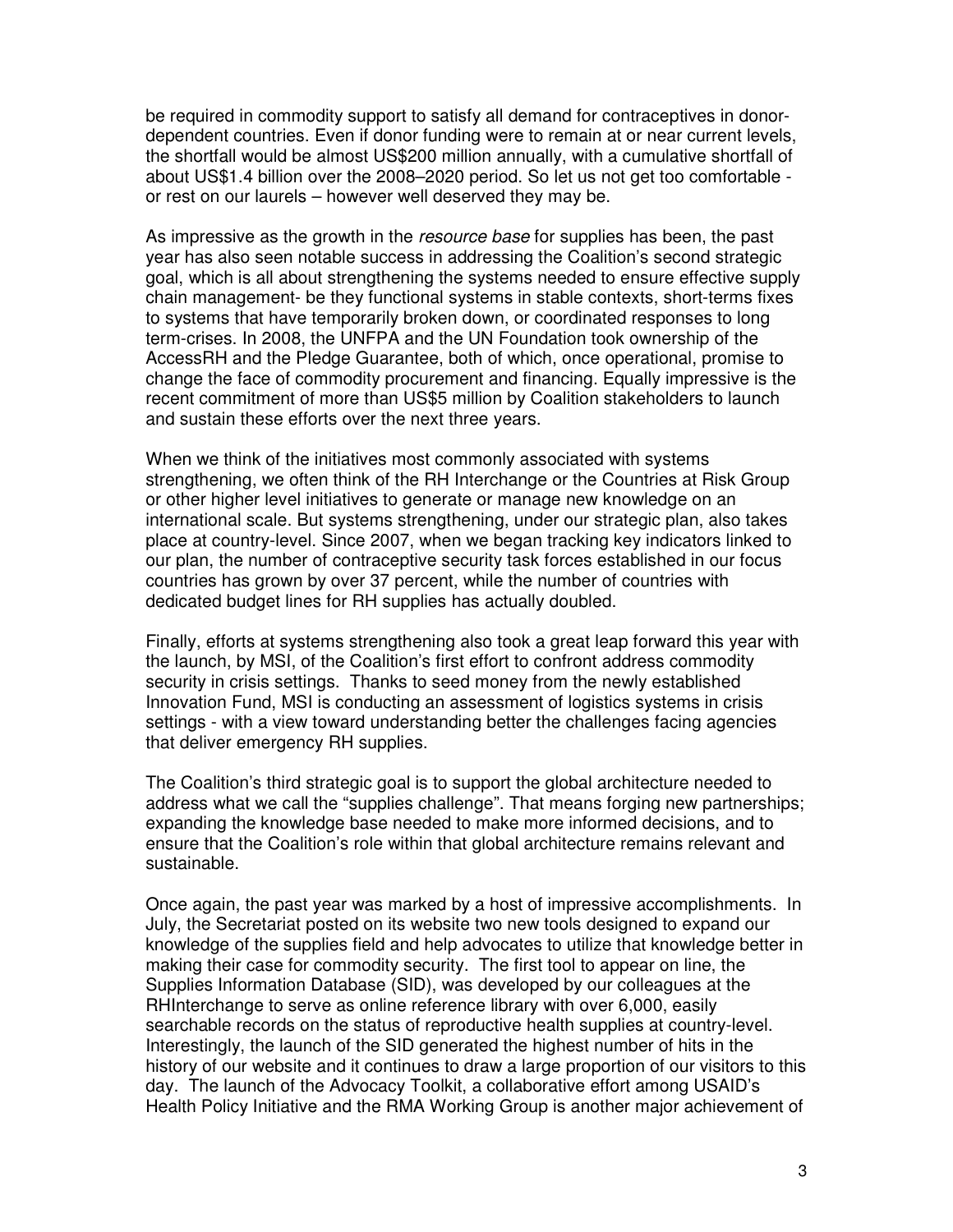be required in commodity support to satisfy all demand for contraceptives in donor-dependent countries. Even if donor funding were to remain at or near current levels, the shortfall would be almost US$200 million annually, with a cumulative shortfall of about US$1.4 billion over the 2008–2020 period. So let us not get too comfortable - or rest on our laurels – however well deserved they may be.

As impressive as the growth in the *resource base* for supplies has been, the past year has also seen notable success in addressing the Coalition's second strategic goal, which is all about strengthening the systems needed to ensure effective supply chain management- be they functional systems in stable contexts, short-terms fixes to systems that have temporarily broken down, or coordinated responses to long term-crises. In 2008, the UNFPA and the UN Foundation took ownership of the AccessRH and the Pledge Guarantee, both of which, once operational, promise to change the face of commodity procurement and financing. Equally impressive is the recent commitment of more than US$5 million by Coalition stakeholders to launch and sustain these efforts over the next three years.

When we think of the initiatives most commonly associated with systems strengthening, we often think of the RH Interchange or the Countries at Risk Group or other higher level initiatives to generate or manage new knowledge on an international scale. But systems strengthening, under our strategic plan, also takes place at country-level. Since 2007, when we began tracking key indicators linked to our plan, the number of contraceptive security task forces established in our focus countries has grown by over 37 percent, while the number of countries with dedicated budget lines for RH supplies has actually doubled.

Finally, efforts at systems strengthening also took a great leap forward this year with the launch, by MSI, of the Coalition's first effort to confront address commodity security in crisis settings. Thanks to seed money from the newly established Innovation Fund, MSI is conducting an assessment of logistics systems in crisis settings - with a view toward understanding better the challenges facing agencies that deliver emergency RH supplies.

The Coalition's third strategic goal is to support the global architecture needed to address what we call the "supplies challenge". That means forging new partnerships; expanding the knowledge base needed to make more informed decisions, and to ensure that the Coalition's role within that global architecture remains relevant and sustainable.

Once again, the past year was marked by a host of impressive accomplishments. In July, the Secretariat posted on its website two new tools designed to expand our knowledge of the supplies field and help advocates to utilize that knowledge better in making their case for commodity security. The first tool to appear on line, the Supplies Information Database (SID), was developed by our colleagues at the RHInterchange to serve as online reference library with over 6,000, easily searchable records on the status of reproductive health supplies at country-level. Interestingly, the launch of the SID generated the highest number of hits in the history of our website and it continues to draw a large proportion of our visitors to this day. The launch of the Advocacy Toolkit, a collaborative effort among USAID's Health Policy Initiative and the RMA Working Group is another major achievement of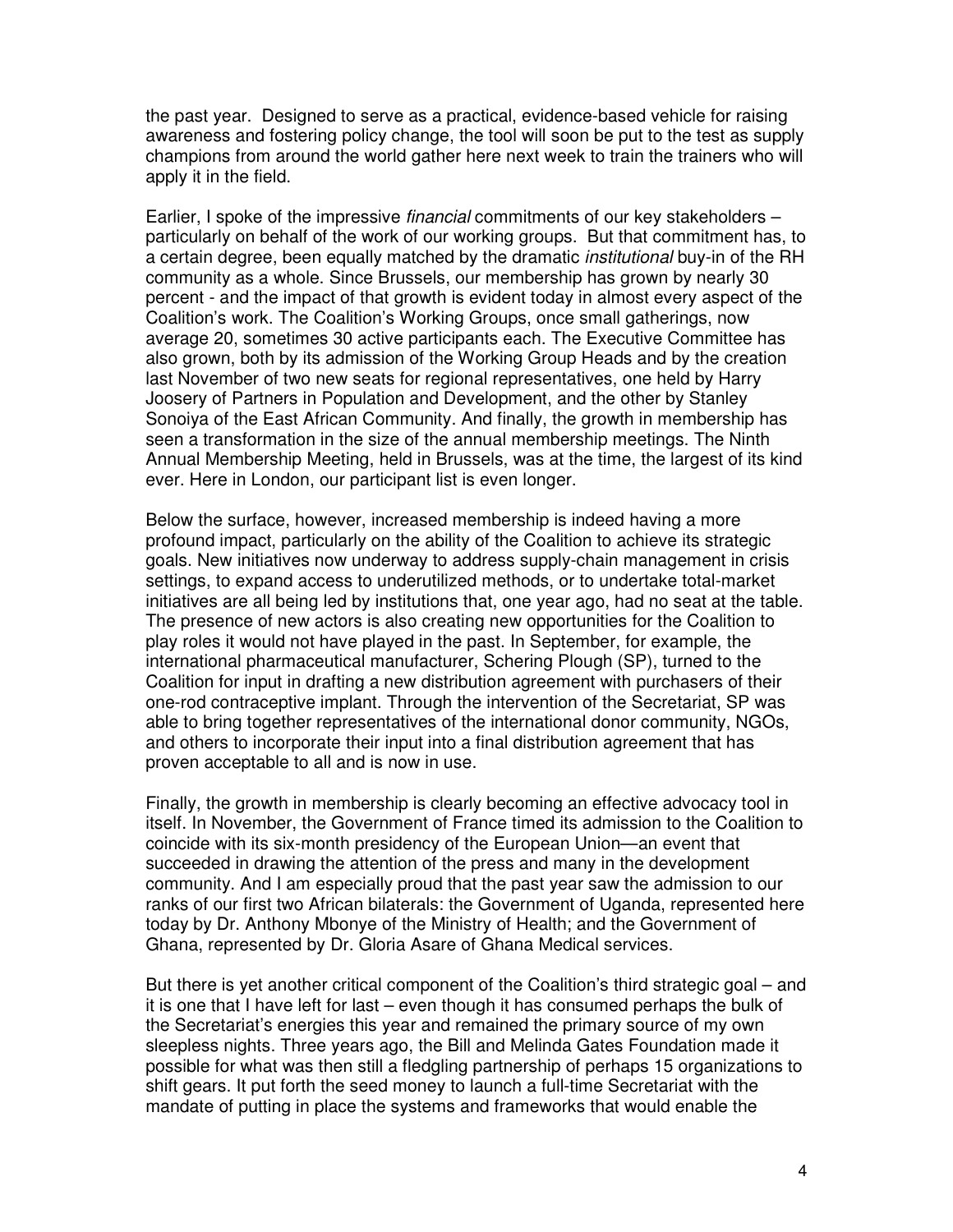the past year. Designed to serve as a practical, evidence-based vehicle for raising awareness and fostering policy change, the tool will soon be put to the test as supply champions from around the world gather here next week to train the trainers who will apply it in the field.

Earlier, I spoke of the impressive *financial* commitments of our key stakeholders – particularly on behalf of the work of our working groups. But that commitment has, to a certain degree, been equally matched by the dramatic *institutional* buy-in of the RH community as a whole. Since Brussels, our membership has grown by nearly 30 percent - and the impact of that growth is evident today in almost every aspect of the Coalition's work. The Coalition's Working Groups, once small gatherings, now average 20, sometimes 30 active participants each. The Executive Committee has also grown, both by its admission of the Working Group Heads and by the creation last November of two new seats for regional representatives, one held by Harry Joosery of Partners in Population and Development, and the other by Stanley Sonoiya of the East African Community. And finally, the growth in membership has seen a transformation in the size of the annual membership meetings. The Ninth Annual Membership Meeting, held in Brussels, was at the time, the largest of its kind ever. Here in London, our participant list is even longer.

Below the surface, however, increased membership is indeed having a more profound impact, particularly on the ability of the Coalition to achieve its strategic goals. New initiatives now underway to address supply-chain management in crisis settings, to expand access to underutilized methods, or to undertake total-market initiatives are all being led by institutions that, one year ago, had no seat at the table. The presence of new actors is also creating new opportunities for the Coalition to play roles it would not have played in the past. In September, for example, the international pharmaceutical manufacturer, Schering Plough (SP), turned to the Coalition for input in drafting a new distribution agreement with purchasers of their one-rod contraceptive implant. Through the intervention of the Secretariat, SP was able to bring together representatives of the international donor community, NGOs, and others to incorporate their input into a final distribution agreement that has proven acceptable to all and is now in use.

Finally, the growth in membership is clearly becoming an effective advocacy tool in itself. In November, the Government of France timed its admission to the Coalition to coincide with its six-month presidency of the European Union—an event that succeeded in drawing the attention of the press and many in the development community. And I am especially proud that the past year saw the admission to our ranks of our first two African bilaterals: the Government of Uganda, represented here today by Dr. Anthony Mbonye of the Ministry of Health; and the Government of Ghana, represented by Dr. Gloria Asare of Ghana Medical services.

But there is yet another critical component of the Coalition's third strategic goal – and it is one that I have left for last – even though it has consumed perhaps the bulk of the Secretariat's energies this year and remained the primary source of my own sleepless nights. Three years ago, the Bill and Melinda Gates Foundation made it possible for what was then still a fledgling partnership of perhaps 15 organizations to shift gears. It put forth the seed money to launch a full-time Secretariat with the mandate of putting in place the systems and frameworks that would enable the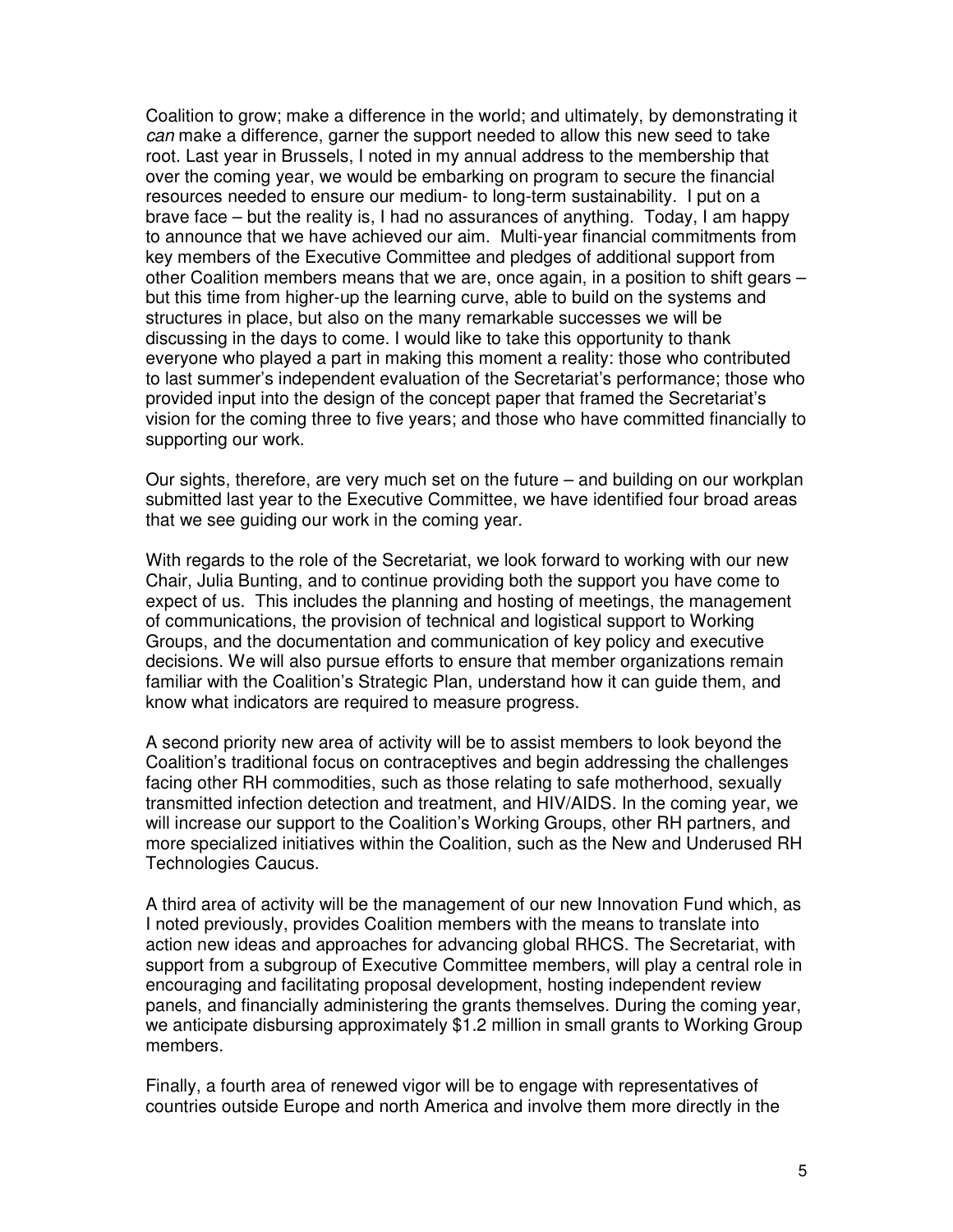Coalition to grow; make a difference in the world; and ultimately, by demonstrating it *can* make a difference, garner the support needed to allow this new seed to take root. Last year in Brussels, I noted in my annual address to the membership that over the coming year, we would be embarking on program to secure the financial resources needed to ensure our medium- to long-term sustainability. I put on a brave face – but the reality is, I had no assurances of anything. Today, I am happy to announce that we have achieved our aim. Multi-year financial commitments from key members of the Executive Committee and pledges of additional support from other Coalition members means that we are, once again, in a position to shift gears – but this time from higher-up the learning curve, able to build on the systems and structures in place, but also on the many remarkable successes we will be discussing in the days to come. I would like to take this opportunity to thank everyone who played a part in making this moment a reality: those who contributed to last summer's independent evaluation of the Secretariat's performance; those who provided input into the design of the concept paper that framed the Secretariat's vision for the coming three to five years; and those who have committed financially to supporting our work.

Our sights, therefore, are very much set on the future – and building on our workplan submitted last year to the Executive Committee, we have identified four broad areas that we see guiding our work in the coming year.

With regards to the role of the Secretariat, we look forward to working with our new Chair, Julia Bunting, and to continue providing both the support you have come to expect of us. This includes the planning and hosting of meetings, the management of communications, the provision of technical and logistical support to Working Groups, and the documentation and communication of key policy and executive decisions. We will also pursue efforts to ensure that member organizations remain familiar with the Coalition's Strategic Plan, understand how it can guide them, and know what indicators are required to measure progress.

A second priority new area of activity will be to assist members to look beyond the Coalition's traditional focus on contraceptives and begin addressing the challenges facing other RH commodities, such as those relating to safe motherhood, sexually transmitted infection detection and treatment, and HIV/AIDS. In the coming year, we will increase our support to the Coalition's Working Groups, other RH partners, and more specialized initiatives within the Coalition, such as the New and Underused RH Technologies Caucus.

A third area of activity will be the management of our new Innovation Fund which, as I noted previously, provides Coalition members with the means to translate into action new ideas and approaches for advancing global RHCS. The Secretariat, with support from a subgroup of Executive Committee members, will play a central role in encouraging and facilitating proposal development, hosting independent review panels, and financially administering the grants themselves. During the coming year, we anticipate disbursing approximately $1.2 million in small grants to Working Group members.

Finally, a fourth area of renewed vigor will be to engage with representatives of countries outside Europe and north America and involve them more directly in the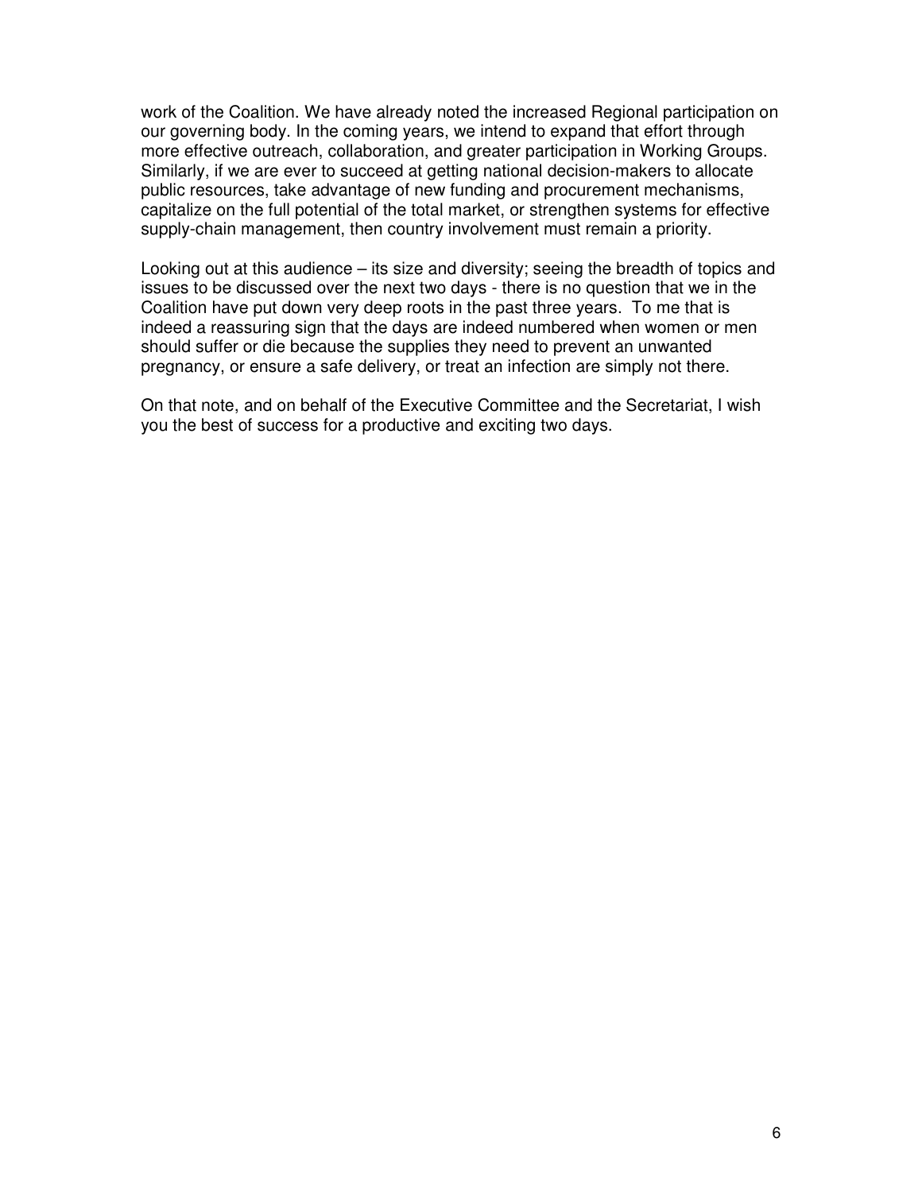work of the Coalition. We have already noted the increased Regional participation on our governing body. In the coming years, we intend to expand that effort through more effective outreach, collaboration, and greater participation in Working Groups. Similarly, if we are ever to succeed at getting national decision-makers to allocate public resources, take advantage of new funding and procurement mechanisms, capitalize on the full potential of the total market, or strengthen systems for effective supply-chain management, then country involvement must remain a priority.

Looking out at this audience – its size and diversity; seeing the breadth of topics and issues to be discussed over the next two days - there is no question that we in the Coalition have put down very deep roots in the past three years. To me that is indeed a reassuring sign that the days are indeed numbered when women or men should suffer or die because the supplies they need to prevent an unwanted pregnancy, or ensure a safe delivery, or treat an infection are simply not there.

On that note, and on behalf of the Executive Committee and the Secretariat, I wish you the best of success for a productive and exciting two days.